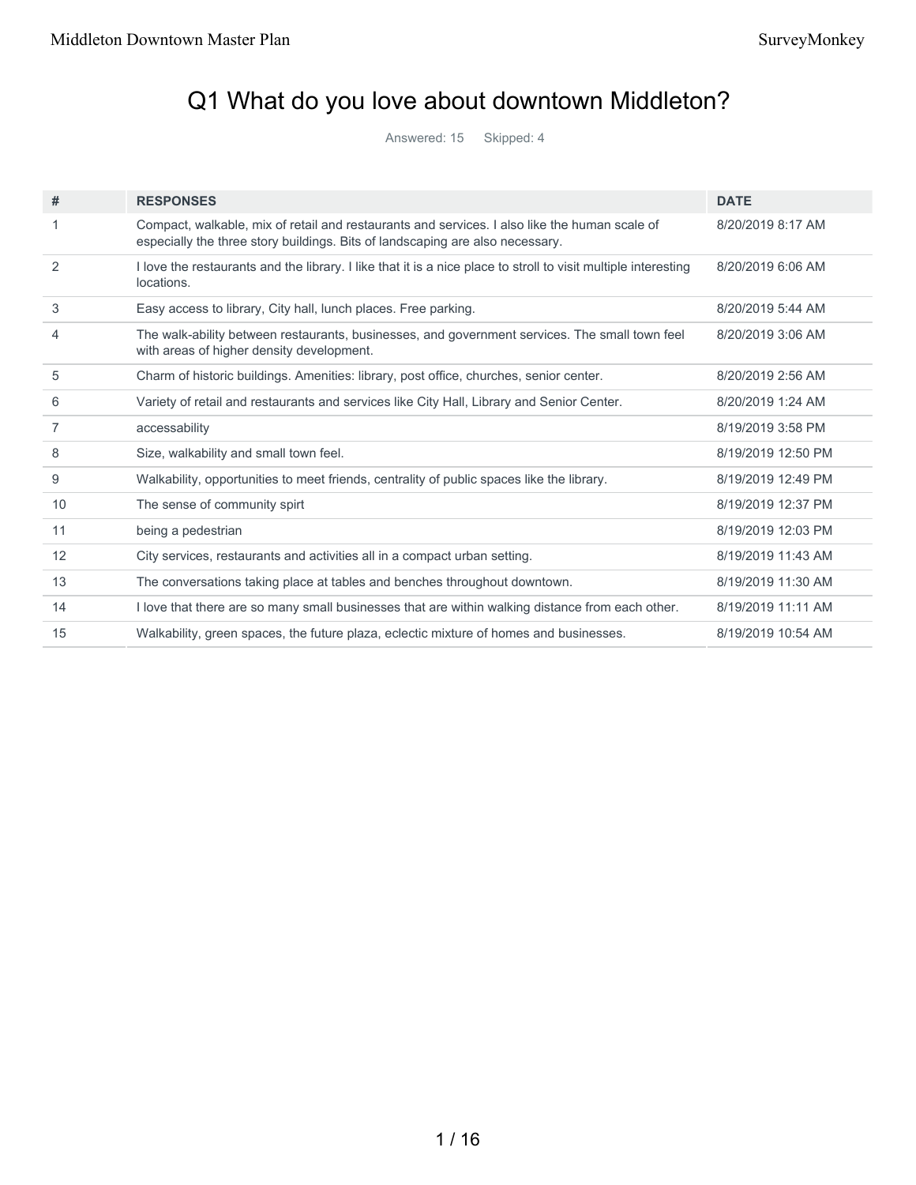# Q1 What do you love about downtown Middleton?

Answered: 15 Skipped: 4

| # | RESPONSES | DATE |
|---|---|---|
| 1 | Compact, walkable, mix of retail and restaurants and services. I also like the human scale of especially the three story buildings. Bits of landscaping are also necessary. | 8/20/2019 8:17 AM |
| 2 | I love the restaurants and the library. I like that it is a nice place to stroll to visit multiple interesting locations. | 8/20/2019 6:06 AM |
| 3 | Easy access to library, City hall, lunch places. Free parking. | 8/20/2019 5:44 AM |
| 4 | The walk-ability between restaurants, businesses, and government services. The small town feel with areas of higher density development. | 8/20/2019 3:06 AM |
| 5 | Charm of historic buildings. Amenities: library, post office, churches, senior center. | 8/20/2019 2:56 AM |
| 6 | Variety of retail and restaurants and services like City Hall, Library and Senior Center. | 8/20/2019 1:24 AM |
| 7 | accessability | 8/19/2019 3:58 PM |
| 8 | Size, walkability and small town feel. | 8/19/2019 12:50 PM |
| 9 | Walkability, opportunities to meet friends, centrality of public spaces like the library. | 8/19/2019 12:49 PM |
| 10 | The sense of community spirt | 8/19/2019 12:37 PM |
| 11 | being a pedestrian | 8/19/2019 12:03 PM |
| 12 | City services, restaurants and activities all in a compact urban setting. | 8/19/2019 11:43 AM |
| 13 | The conversations taking place at tables and benches throughout downtown. | 8/19/2019 11:30 AM |
| 14 | I love that there are so many small businesses that are within walking distance from each other. | 8/19/2019 11:11 AM |
| 15 | Walkability, green spaces, the future plaza, eclectic mixture of homes and businesses. | 8/19/2019 10:54 AM |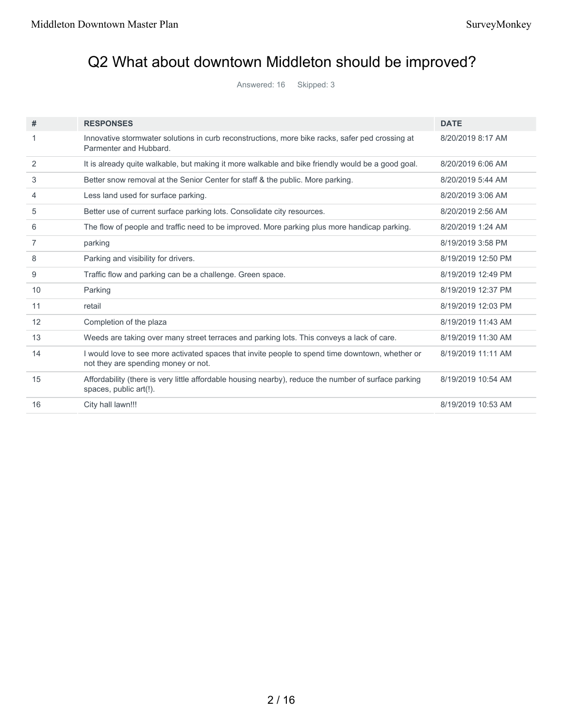## Q2 What about downtown Middleton should be improved?

Answered: 16 Skipped: 3

| # | RESPONSES | DATE |
|---|---|---|
| 1 | Innovative stormwater solutions in curb reconstructions, more bike racks, safer ped crossing at Parmenter and Hubbard. | 8/20/2019 8:17 AM |
| 2 | It is already quite walkable, but making it more walkable and bike friendly would be a good goal. | 8/20/2019 6:06 AM |
| 3 | Better snow removal at the Senior Center for staff & the public. More parking. | 8/20/2019 5:44 AM |
| 4 | Less land used for surface parking. | 8/20/2019 3:06 AM |
| 5 | Better use of current surface parking lots. Consolidate city resources. | 8/20/2019 2:56 AM |
| 6 | The flow of people and traffic need to be improved. More parking plus more handicap parking. | 8/20/2019 1:24 AM |
| 7 | parking | 8/19/2019 3:58 PM |
| 8 | Parking and visibility for drivers. | 8/19/2019 12:50 PM |
| 9 | Traffic flow and parking can be a challenge. Green space. | 8/19/2019 12:49 PM |
| 10 | Parking | 8/19/2019 12:37 PM |
| 11 | retail | 8/19/2019 12:03 PM |
| 12 | Completion of the plaza | 8/19/2019 11:43 AM |
| 13 | Weeds are taking over many street terraces and parking lots. This conveys a lack of care. | 8/19/2019 11:30 AM |
| 14 | I would love to see more activated spaces that invite people to spend time downtown, whether or not they are spending money or not. | 8/19/2019 11:11 AM |
| 15 | Affordability (there is very little affordable housing nearby), reduce the number of surface parking spaces, public art(!). | 8/19/2019 10:54 AM |
| 16 | City hall lawn!!! | 8/19/2019 10:53 AM |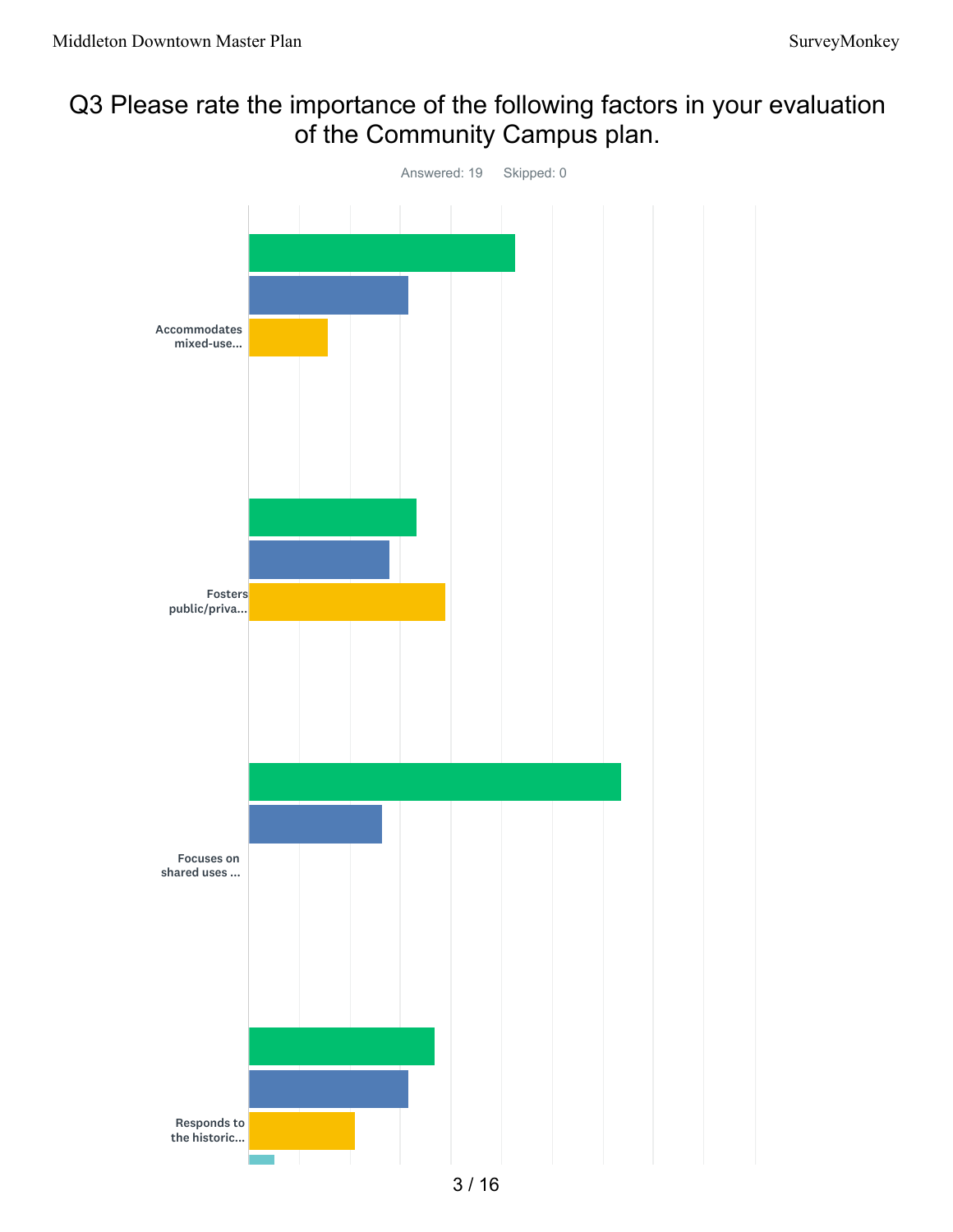# Q3 Please rate the importance of the following factors in your evaluation of the Community Campus plan.

Answered: 19 Skipped: 0

Accommodates mixed-use...

Fosters public/priva...

Focuses on shared uses ...

Responds to the historic...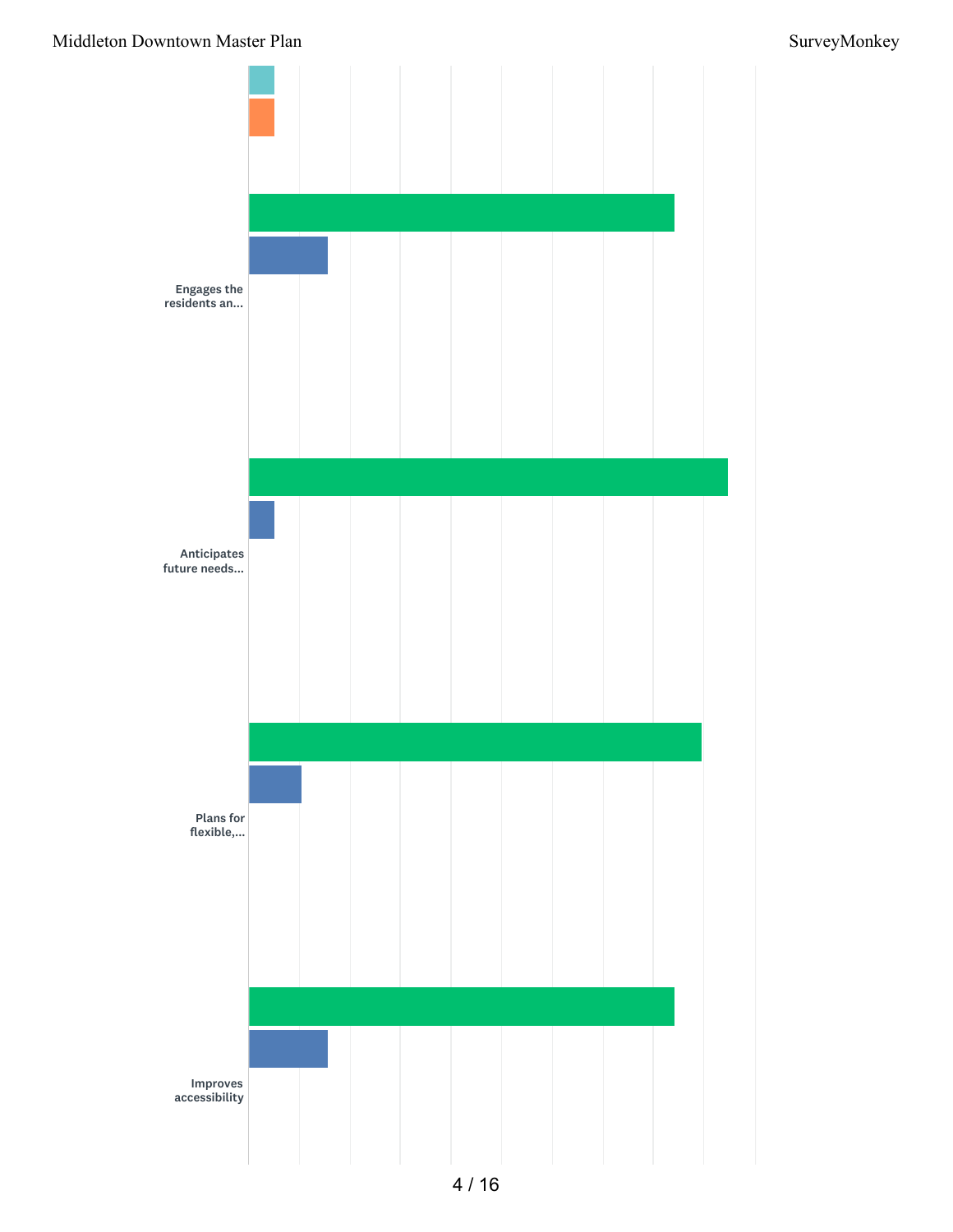Engages the residents an...

Anticipates future needs...

Plans for flexible,...

Improves accessibility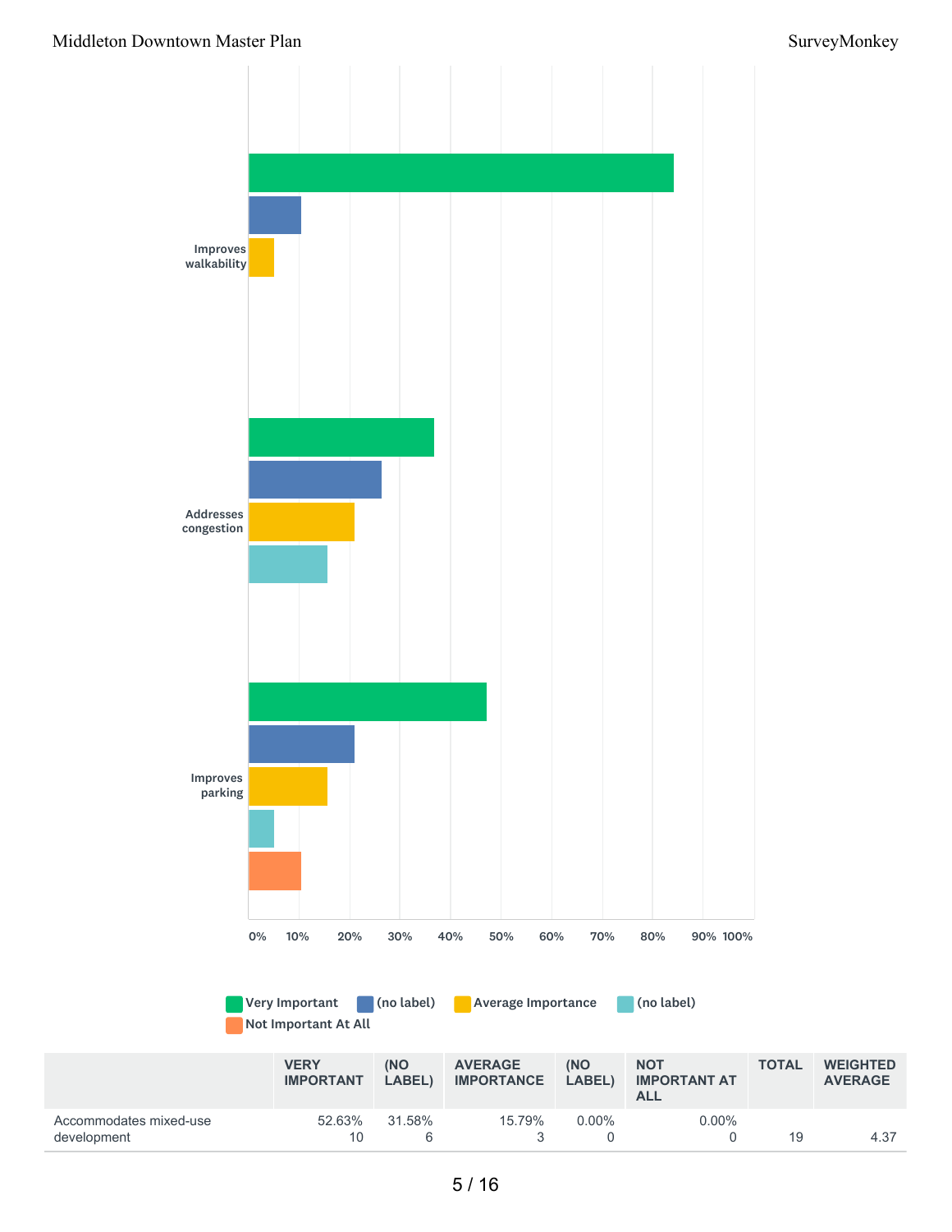| | VERY IMPORTANT | (NO LABEL) | AVERAGE IMPORTANCE | (NO LABEL) | NOT IMPORTANT AT ALL | TOTAL | WEIGHTED AVERAGE |
|---|---|---|---|---|---|---|---|
| Accommodates mixed-use development | 52.63%<br>10 | 31.58%<br>6 | 15.79%<br>3 | 0.00%<br>0 | 0.00%<br>0 | 19 | 4.37 |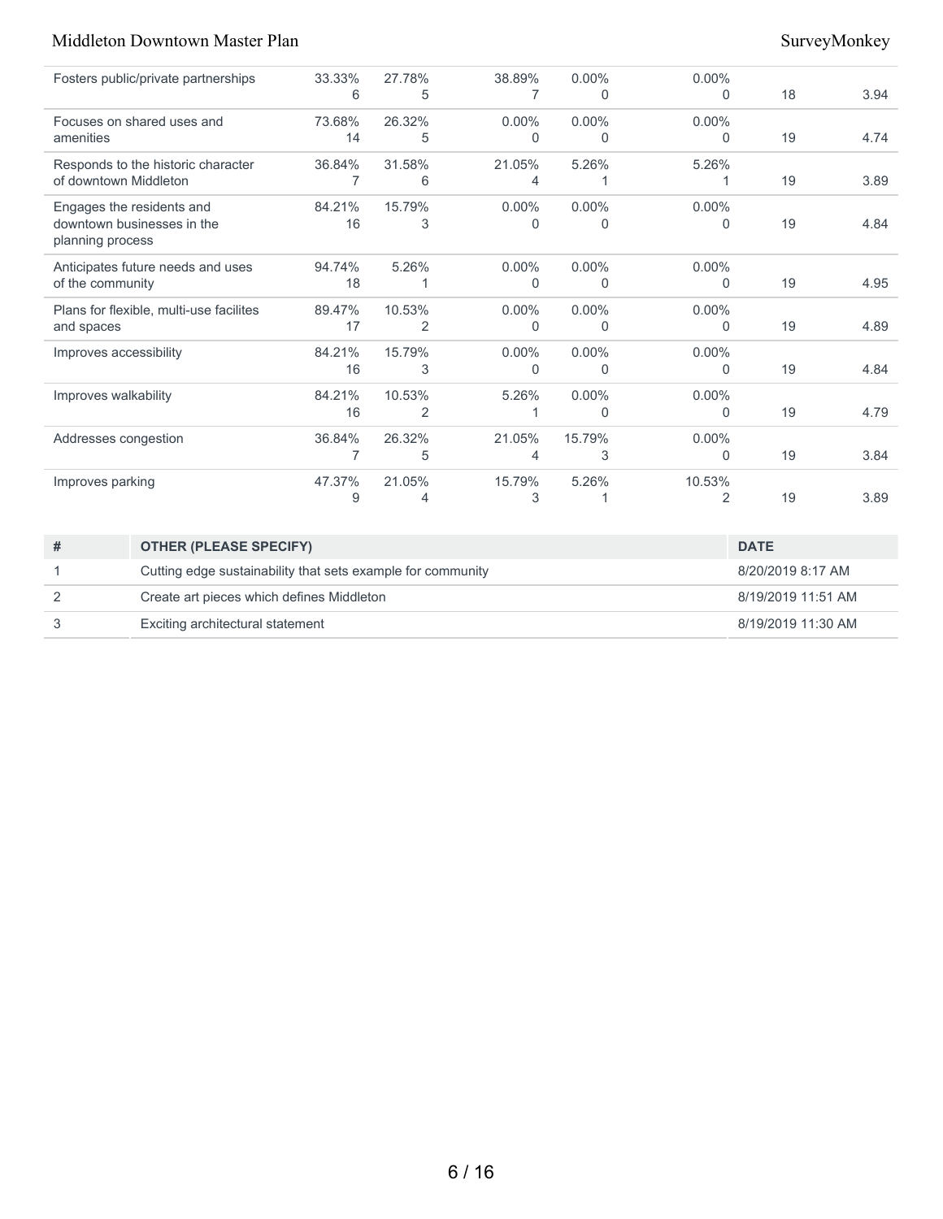| | | | | | | | |
|---|---|---|---|---|---|---|---|
| Fosters public/private partnerships | 33.33%<br>6 | 27.78%<br>5 | 38.89%<br>7 | 0.00%<br>0 | 0.00%<br>0 | 18 | 3.94 |
| Focuses on shared uses and amenities | 73.68%<br>14 | 26.32%<br>5 | 0.00%<br>0 | 0.00%<br>0 | 0.00%<br>0 | 19 | 4.74 |
| Responds to the historic character of downtown Middleton | 36.84%<br>7 | 31.58%<br>6 | 21.05%<br>4 | 5.26%<br>1 | 5.26%<br>1 | 19 | 3.89 |
| Engages the residents and downtown businesses in the planning process | 84.21%<br>16 | 15.79%<br>3 | 0.00%<br>0 | 0.00%<br>0 | 0.00%<br>0 | 19 | 4.84 |
| Anticipates future needs and uses of the community | 94.74%<br>18 | 5.26%<br>1 | 0.00%<br>0 | 0.00%<br>0 | 0.00%<br>0 | 19 | 4.95 |
| Plans for flexible, multi-use facilites and spaces | 89.47%<br>17 | 10.53%<br>2 | 0.00%<br>0 | 0.00%<br>0 | 0.00%<br>0 | 19 | 4.89 |
| Improves accessibility | 84.21%<br>16 | 15.79%<br>3 | 0.00%<br>0 | 0.00%<br>0 | 0.00%<br>0 | 19 | 4.84 |
| Improves walkability | 84.21%<br>16 | 10.53%<br>2 | 5.26%<br>1 | 0.00%<br>0 | 0.00%<br>0 | 19 | 4.79 |
| Addresses congestion | 36.84%<br>7 | 26.32%<br>5 | 21.05%<br>4 | 15.79%<br>3 | 0.00%<br>0 | 19 | 3.84 |
| Improves parking | 47.37%<br>9 | 21.05%<br>4 | 15.79%<br>3 | 5.26%<br>1 | 10.53%<br>2 | 19 | 3.89 |

| # | OTHER (PLEASE SPECIFY) | DATE |
|---|---|---|
| 1 | Cutting edge sustainability that sets example for community | 8/20/2019 8:17 AM |
| 2 | Create art pieces which defines Middleton | 8/19/2019 11:51 AM |
| 3 | Exciting architectural statement | 8/19/2019 11:30 AM |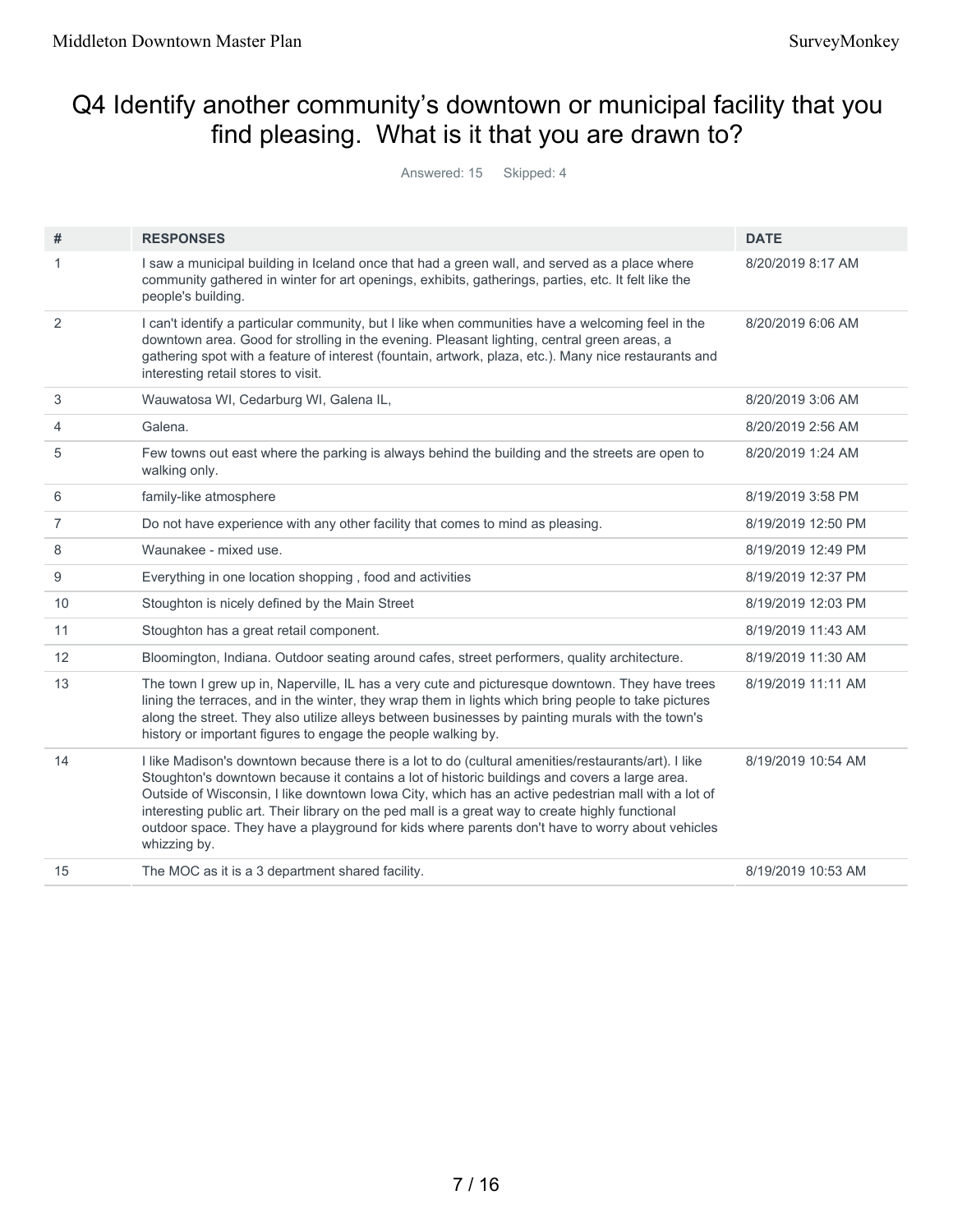## Q4 Identify another community's downtown or municipal facility that you find pleasing. What is it that you are drawn to?

Answered: 15 Skipped: 4

| # | RESPONSES | DATE |
|---|---|---|
| 1 | I saw a municipal building in Iceland once that had a green wall, and served as a place where community gathered in winter for art openings, exhibits, gatherings, parties, etc. It felt like the people's building. | 8/20/2019 8:17 AM |
| 2 | I can't identify a particular community, but I like when communities have a welcoming feel in the downtown area. Good for strolling in the evening. Pleasant lighting, central green areas, a gathering spot with a feature of interest (fountain, artwork, plaza, etc.). Many nice restaurants and interesting retail stores to visit. | 8/20/2019 6:06 AM |
| 3 | Wauwatosa WI, Cedarburg WI, Galena IL, | 8/20/2019 3:06 AM |
| 4 | Galena. | 8/20/2019 2:56 AM |
| 5 | Few towns out east where the parking is always behind the building and the streets are open to walking only. | 8/20/2019 1:24 AM |
| 6 | family-like atmosphere | 8/19/2019 3:58 PM |
| 7 | Do not have experience with any other facility that comes to mind as pleasing. | 8/19/2019 12:50 PM |
| 8 | Waunakee - mixed use. | 8/19/2019 12:49 PM |
| 9 | Everything in one location shopping , food and activities | 8/19/2019 12:37 PM |
| 10 | Stoughton is nicely defined by the Main Street | 8/19/2019 12:03 PM |
| 11 | Stoughton has a great retail component. | 8/19/2019 11:43 AM |
| 12 | Bloomington, Indiana. Outdoor seating around cafes, street performers, quality architecture. | 8/19/2019 11:30 AM |
| 13 | The town I grew up in, Naperville, IL has a very cute and picturesque downtown. They have trees lining the terraces, and in the winter, they wrap them in lights which bring people to take pictures along the street. They also utilize alleys between businesses by painting murals with the town's history or important figures to engage the people walking by. | 8/19/2019 11:11 AM |
| 14 | I like Madison's downtown because there is a lot to do (cultural amenities/restaurants/art). I like Stoughton's downtown because it contains a lot of historic buildings and covers a large area. Outside of Wisconsin, I like downtown Iowa City, which has an active pedestrian mall with a lot of interesting public art. Their library on the ped mall is a great way to create highly functional outdoor space. They have a playground for kids where parents don't have to worry about vehicles whizzing by. | 8/19/2019 10:54 AM |
| 15 | The MOC as it is a 3 department shared facility. | 8/19/2019 10:53 AM |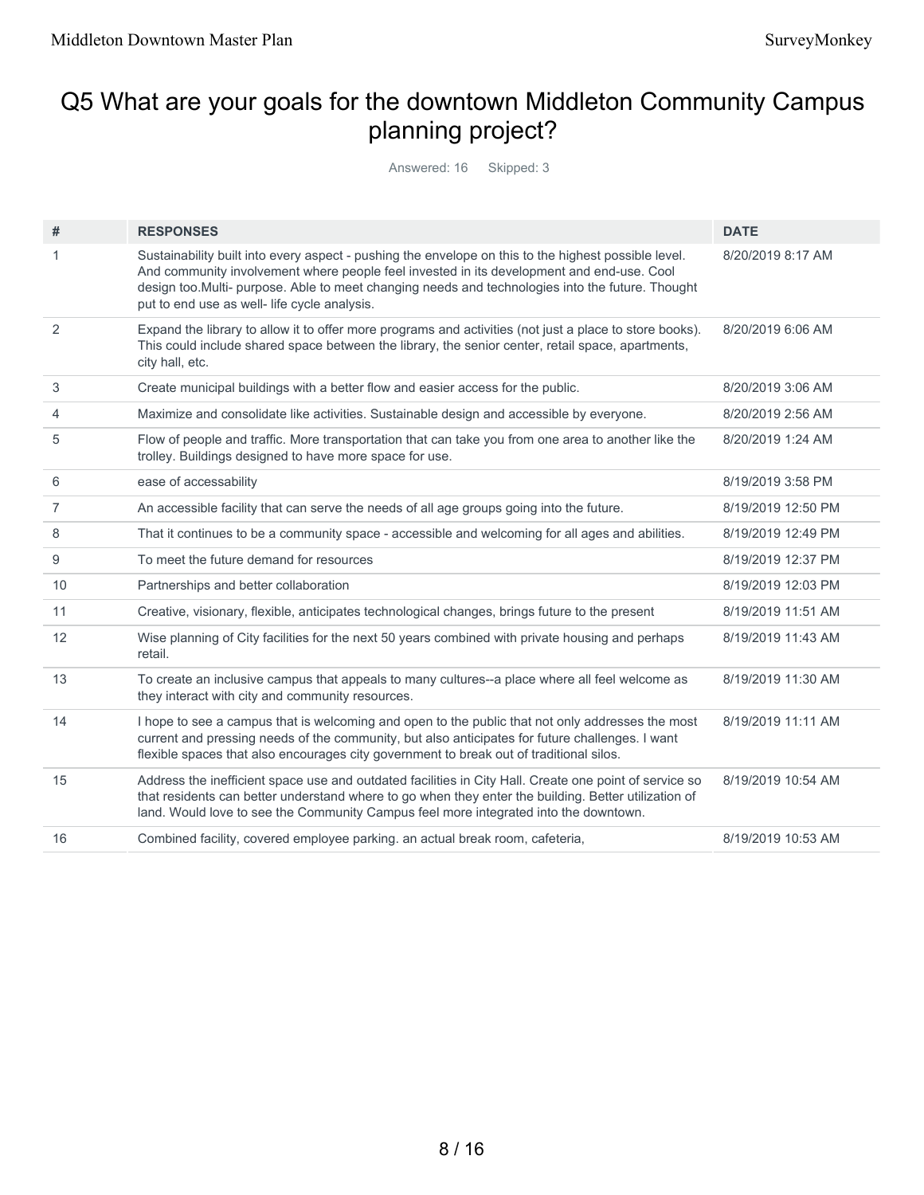# Q5 What are your goals for the downtown Middleton Community Campus planning project?

Answered: 16 Skipped: 3

| # | RESPONSES | DATE |
|---|---|---|
| 1 | Sustainability built into every aspect - pushing the envelope on this to the highest possible level. And community involvement where people feel invested in its development and end-use. Cool design too.Multi- purpose. Able to meet changing needs and technologies into the future. Thought put to end use as well- life cycle analysis. | 8/20/2019 8:17 AM |
| 2 | Expand the library to allow it to offer more programs and activities (not just a place to store books). This could include shared space between the library, the senior center, retail space, apartments, city hall, etc. | 8/20/2019 6:06 AM |
| 3 | Create municipal buildings with a better flow and easier access for the public. | 8/20/2019 3:06 AM |
| 4 | Maximize and consolidate like activities. Sustainable design and accessible by everyone. | 8/20/2019 2:56 AM |
| 5 | Flow of people and traffic. More transportation that can take you from one area to another like the trolley. Buildings designed to have more space for use. | 8/20/2019 1:24 AM |
| 6 | ease of accessability | 8/19/2019 3:58 PM |
| 7 | An accessible facility that can serve the needs of all age groups going into the future. | 8/19/2019 12:50 PM |
| 8 | That it continues to be a community space - accessible and welcoming for all ages and abilities. | 8/19/2019 12:49 PM |
| 9 | To meet the future demand for resources | 8/19/2019 12:37 PM |
| 10 | Partnerships and better collaboration | 8/19/2019 12:03 PM |
| 11 | Creative, visionary, flexible, anticipates technological changes, brings future to the present | 8/19/2019 11:51 AM |
| 12 | Wise planning of City facilities for the next 50 years combined with private housing and perhaps retail. | 8/19/2019 11:43 AM |
| 13 | To create an inclusive campus that appeals to many cultures--a place where all feel welcome as they interact with city and community resources. | 8/19/2019 11:30 AM |
| 14 | I hope to see a campus that is welcoming and open to the public that not only addresses the most current and pressing needs of the community, but also anticipates for future challenges. I want flexible spaces that also encourages city government to break out of traditional silos. | 8/19/2019 11:11 AM |
| 15 | Address the inefficient space use and outdated facilities in City Hall. Create one point of service so that residents can better understand where to go when they enter the building. Better utilization of land. Would love to see the Community Campus feel more integrated into the downtown. | 8/19/2019 10:54 AM |
| 16 | Combined facility, covered employee parking. an actual break room, cafeteria, | 8/19/2019 10:53 AM |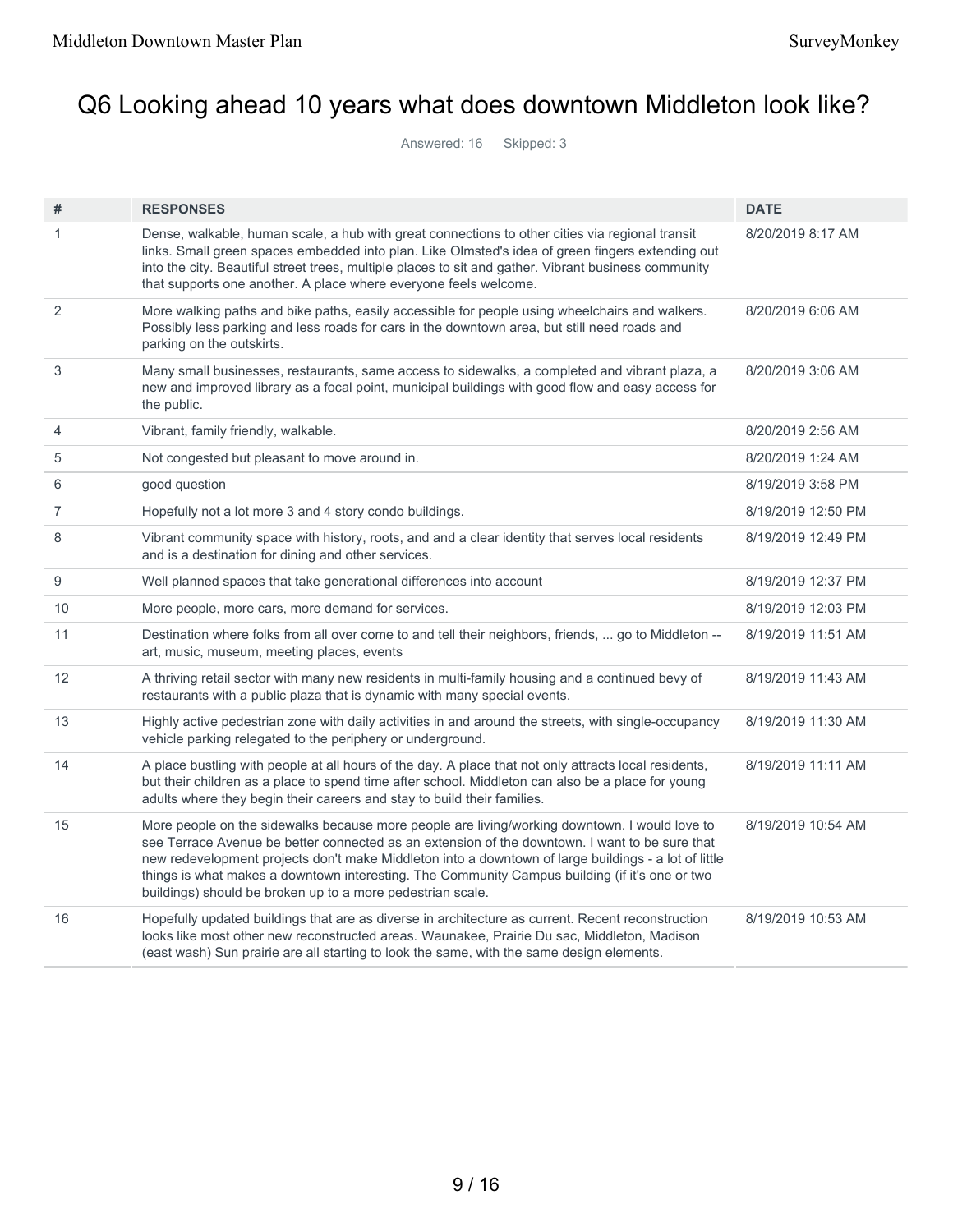# Q6 Looking ahead 10 years what does downtown Middleton look like?

Answered: 16 Skipped: 3

| # | RESPONSES | DATE |
|---|---|---|
| 1 | Dense, walkable, human scale, a hub with great connections to other cities via regional transit links. Small green spaces embedded into plan. Like Olmsted's idea of green fingers extending out into the city. Beautiful street trees, multiple places to sit and gather. Vibrant business community that supports one another. A place where everyone feels welcome. | 8/20/2019 8:17 AM |
| 2 | More walking paths and bike paths, easily accessible for people using wheelchairs and walkers. Possibly less parking and less roads for cars in the downtown area, but still need roads and parking on the outskirts. | 8/20/2019 6:06 AM |
| 3 | Many small businesses, restaurants, same access to sidewalks, a completed and vibrant plaza, a new and improved library as a focal point, municipal buildings with good flow and easy access for the public. | 8/20/2019 3:06 AM |
| 4 | Vibrant, family friendly, walkable. | 8/20/2019 2:56 AM |
| 5 | Not congested but pleasant to move around in. | 8/20/2019 1:24 AM |
| 6 | good question | 8/19/2019 3:58 PM |
| 7 | Hopefully not a lot more 3 and 4 story condo buildings. | 8/19/2019 12:50 PM |
| 8 | Vibrant community space with history, roots, and and a clear identity that serves local residents and is a destination for dining and other services. | 8/19/2019 12:49 PM |
| 9 | Well planned spaces that take generational differences into account | 8/19/2019 12:37 PM |
| 10 | More people, more cars, more demand for services. | 8/19/2019 12:03 PM |
| 11 | Destination where folks from all over come to and tell their neighbors, friends, ... go to Middleton -- art, music, museum, meeting places, events | 8/19/2019 11:51 AM |
| 12 | A thriving retail sector with many new residents in multi-family housing and a continued bevy of restaurants with a public plaza that is dynamic with many special events. | 8/19/2019 11:43 AM |
| 13 | Highly active pedestrian zone with daily activities in and around the streets, with single-occupancy vehicle parking relegated to the periphery or underground. | 8/19/2019 11:30 AM |
| 14 | A place bustling with people at all hours of the day. A place that not only attracts local residents, but their children as a place to spend time after school. Middleton can also be a place for young adults where they begin their careers and stay to build their families. | 8/19/2019 11:11 AM |
| 15 | More people on the sidewalks because more people are living/working downtown. I would love to see Terrace Avenue be better connected as an extension of the downtown. I want to be sure that new redevelopment projects don't make Middleton into a downtown of large buildings - a lot of little things is what makes a downtown interesting. The Community Campus building (if it's one or two buildings) should be broken up to a more pedestrian scale. | 8/19/2019 10:54 AM |
| 16 | Hopefully updated buildings that are as diverse in architecture as current. Recent reconstruction looks like most other new reconstructed areas. Waunakee, Prairie Du sac, Middleton, Madison (east wash) Sun prairie are all starting to look the same, with the same design elements. | 8/19/2019 10:53 AM |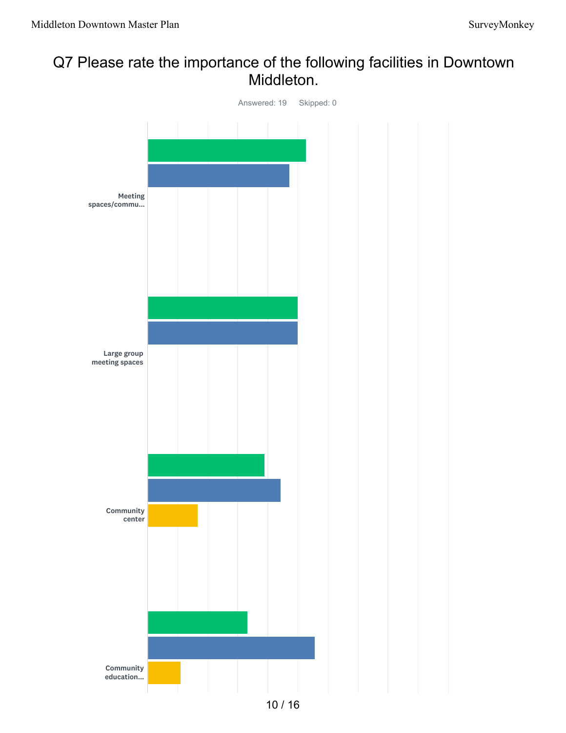# Q7 Please rate the importance of the following facilities in Downtown Middleton.

Answered: 19 Skipped: 0

Meeting spaces/commu...

Large group meeting spaces

Community center

Community education...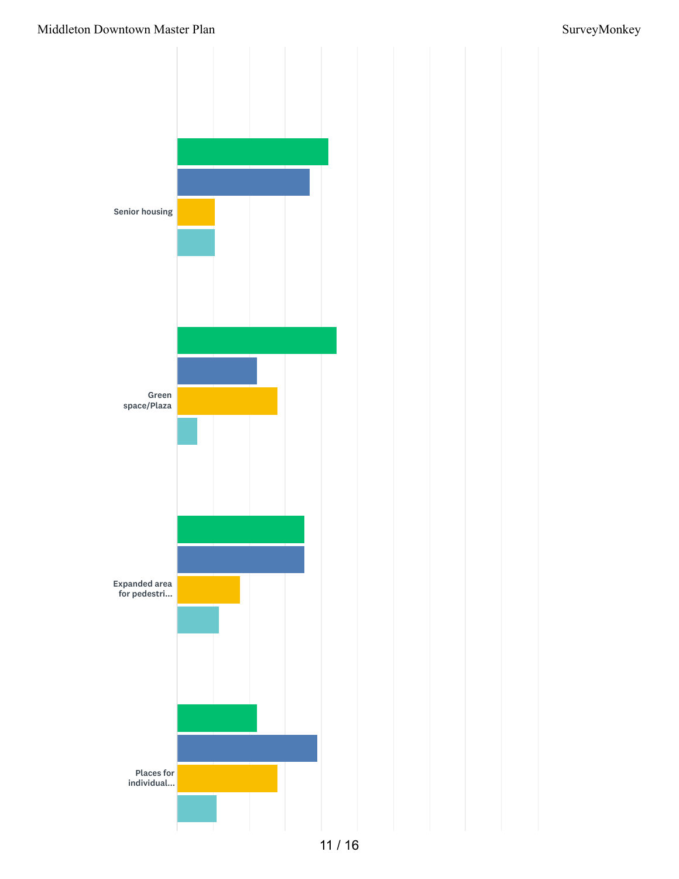Senior housing

Green space/Plaza

Expanded area for pedestri...

Places for individual...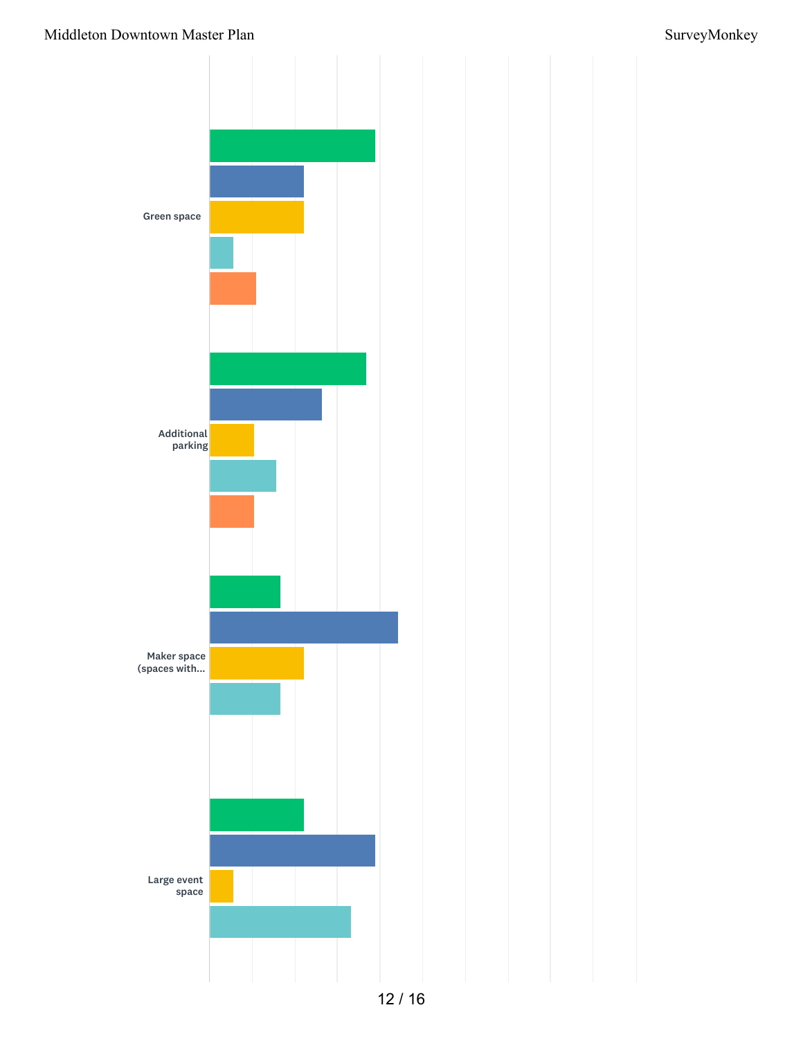Green space

Additional parking

Maker space (spaces with...

Large event space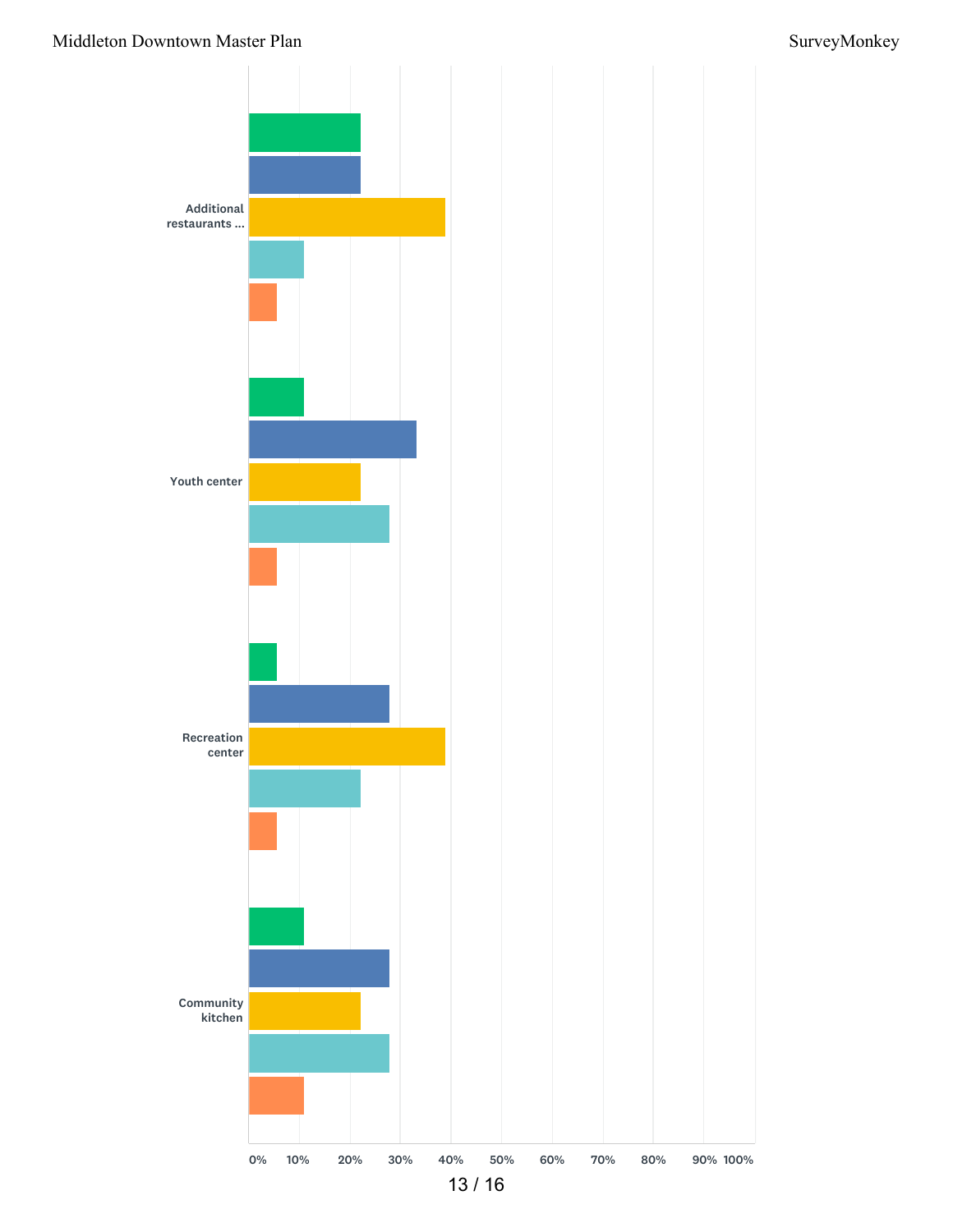Additional restaurants ...

Youth center

Recreation center

Community kitchen

0% 10% 20% 30% 40% 50% 60% 70% 80% 90% 100%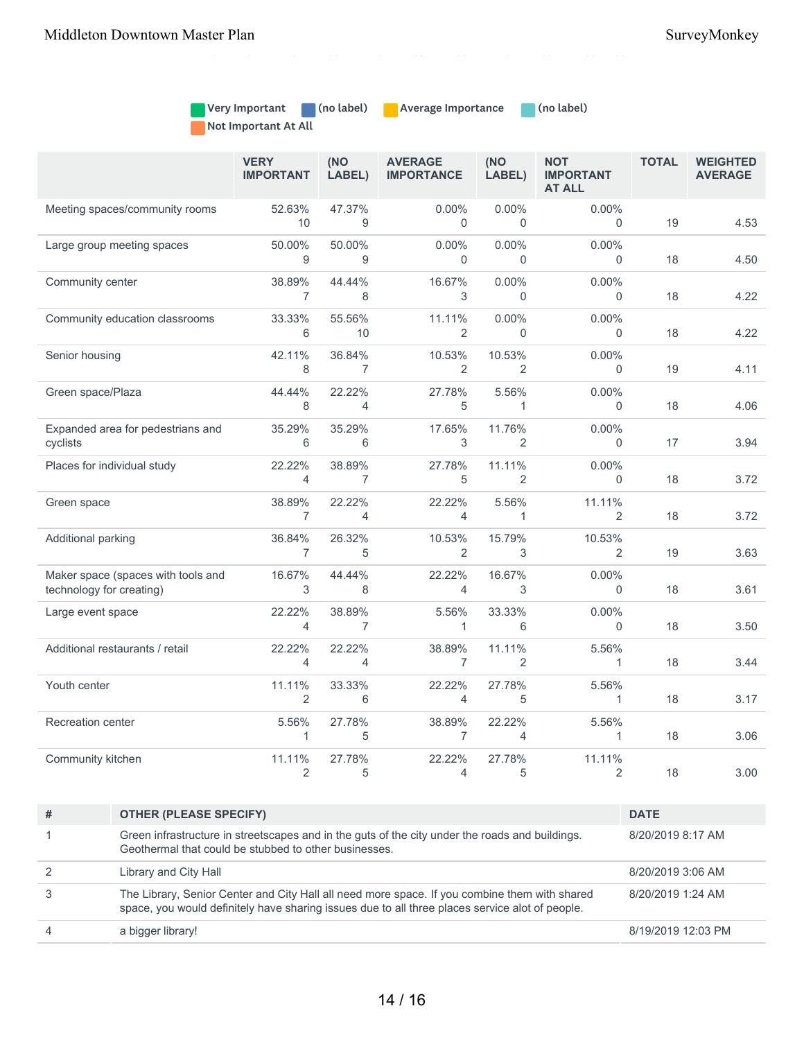Very Important | (no label) | Average Importance | (no label) | Not Important At All

| | VERY IMPORTANT | (NO LABEL) | AVERAGE IMPORTANCE | (NO LABEL) | NOT IMPORTANT AT ALL | TOTAL | WEIGHTED AVERAGE |
|---|---|---|---|---|---|---|---|
| Meeting spaces/community rooms | 52.63% 10 | 47.37% 9 | 0.00% 0 | 0.00% 0 | 0.00% 0 | 19 | 4.53 |
| Large group meeting spaces | 50.00% 9 | 50.00% 9 | 0.00% 0 | 0.00% 0 | 0.00% 0 | 18 | 4.50 |
| Community center | 38.89% 7 | 44.44% 8 | 16.67% 3 | 0.00% 0 | 0.00% 0 | 18 | 4.22 |
| Community education classrooms | 33.33% 6 | 55.56% 10 | 11.11% 2 | 0.00% 0 | 0.00% 0 | 18 | 4.22 |
| Senior housing | 42.11% 8 | 36.84% 7 | 10.53% 2 | 10.53% 2 | 0.00% 0 | 19 | 4.11 |
| Green space/Plaza | 44.44% 8 | 22.22% 4 | 27.78% 5 | 5.56% 1 | 0.00% 0 | 18 | 4.06 |
| Expanded area for pedestrians and cyclists | 35.29% 6 | 35.29% 6 | 17.65% 3 | 11.76% 2 | 0.00% 0 | 17 | 3.94 |
| Places for individual study | 22.22% 4 | 38.89% 7 | 27.78% 5 | 11.11% 2 | 0.00% 0 | 18 | 3.72 |
| Green space | 38.89% 7 | 22.22% 4 | 22.22% 4 | 5.56% 1 | 11.11% 2 | 18 | 3.72 |
| Additional parking | 36.84% 7 | 26.32% 5 | 10.53% 2 | 15.79% 3 | 10.53% 2 | 19 | 3.63 |
| Maker space (spaces with tools and technology for creating) | 16.67% 3 | 44.44% 8 | 22.22% 4 | 16.67% 3 | 0.00% 0 | 18 | 3.61 |
| Large event space | 22.22% 4 | 38.89% 7 | 5.56% 1 | 33.33% 6 | 0.00% 0 | 18 | 3.50 |
| Additional restaurants / retail | 22.22% 4 | 22.22% 4 | 38.89% 7 | 11.11% 2 | 5.56% 1 | 18 | 3.44 |
| Youth center | 11.11% 2 | 33.33% 6 | 22.22% 4 | 27.78% 5 | 5.56% 1 | 18 | 3.17 |
| Recreation center | 5.56% 1 | 27.78% 5 | 38.89% 7 | 22.22% 4 | 5.56% 1 | 18 | 3.06 |
| Community kitchen | 11.11% 2 | 27.78% 5 | 22.22% 4 | 27.78% 5 | 11.11% 2 | 18 | 3.00 |

| # | OTHER (PLEASE SPECIFY) | DATE |
|---|---|---|
| 1 | Green infrastructure in streetscapes and in the guts of the city under the roads and buildings. Geothermal that could be stubbed to other businesses. | 8/20/2019 8:17 AM |
| 2 | Library and City Hall | 8/20/2019 3:06 AM |
| 3 | The Library, Senior Center and City Hall all need more space. If you combine them with shared space, you would definitely have sharing issues due to all three places service alot of people. | 8/20/2019 1:24 AM |
| 4 | a bigger library! | 8/19/2019 12:03 PM |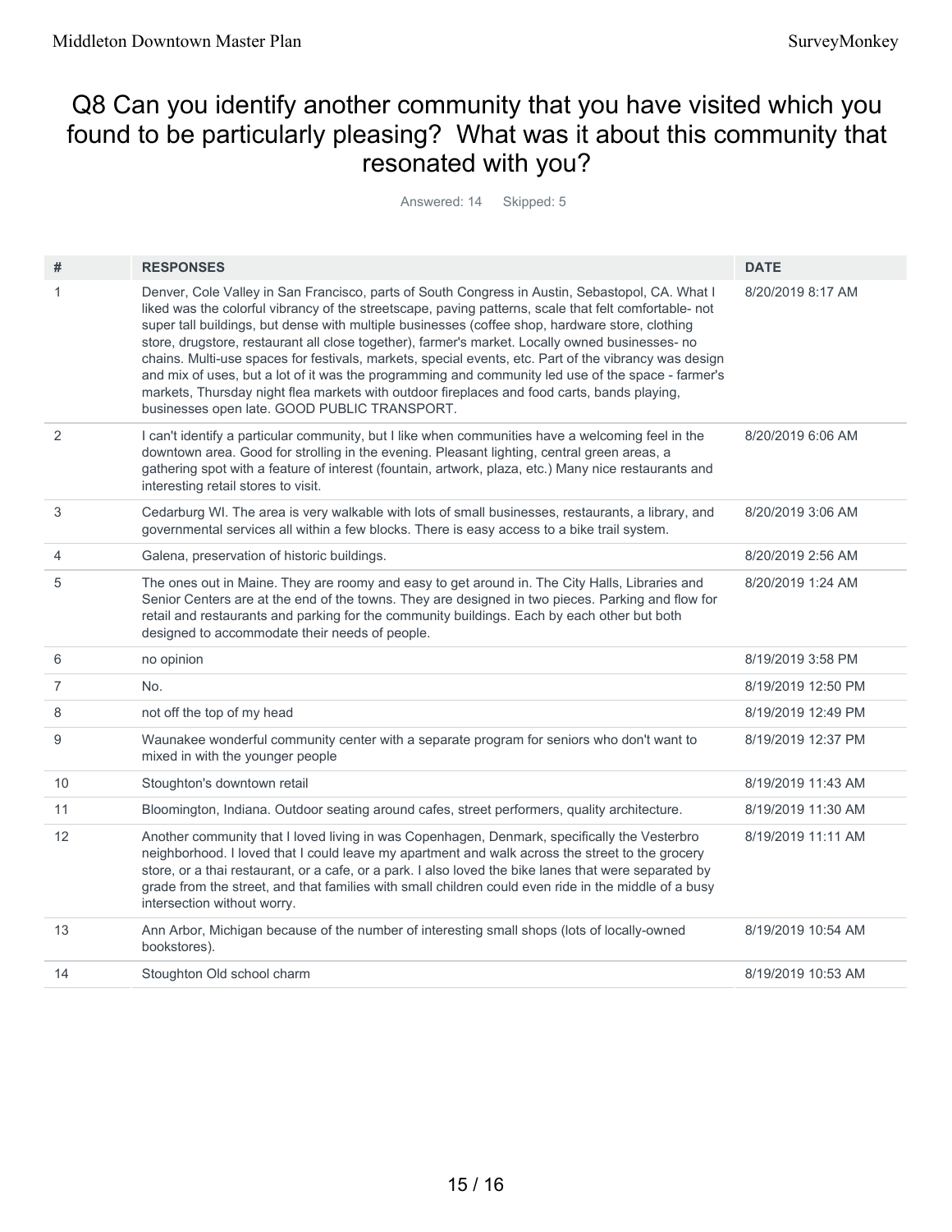# Q8 Can you identify another community that you have visited which you found to be particularly pleasing? What was it about this community that resonated with you?

Answered: 14 Skipped: 5

| # | RESPONSES | DATE |
|---|---|---|
| 1 | Denver, Cole Valley in San Francisco, parts of South Congress in Austin, Sebastopol, CA. What I liked was the colorful vibrancy of the streetscape, paving patterns, scale that felt comfortable- not super tall buildings, but dense with multiple businesses (coffee shop, hardware store, clothing store, drugstore, restaurant all close together), farmer's market. Locally owned businesses- no chains. Multi-use spaces for festivals, markets, special events, etc. Part of the vibrancy was design and mix of uses, but a lot of it was the programming and community led use of the space - farmer's markets, Thursday night flea markets with outdoor fireplaces and food carts, bands playing, businesses open late. GOOD PUBLIC TRANSPORT. | 8/20/2019 8:17 AM |
| 2 | I can't identify a particular community, but I like when communities have a welcoming feel in the downtown area. Good for strolling in the evening. Pleasant lighting, central green areas, a gathering spot with a feature of interest (fountain, artwork, plaza, etc.) Many nice restaurants and interesting retail stores to visit. | 8/20/2019 6:06 AM |
| 3 | Cedarburg WI. The area is very walkable with lots of small businesses, restaurants, a library, and governmental services all within a few blocks. There is easy access to a bike trail system. | 8/20/2019 3:06 AM |
| 4 | Galena, preservation of historic buildings. | 8/20/2019 2:56 AM |
| 5 | The ones out in Maine. They are roomy and easy to get around in. The City Halls, Libraries and Senior Centers are at the end of the towns. They are designed in two pieces. Parking and flow for retail and restaurants and parking for the community buildings. Each by each other but both designed to accommodate their needs of people. | 8/20/2019 1:24 AM |
| 6 | no opinion | 8/19/2019 3:58 PM |
| 7 | No. | 8/19/2019 12:50 PM |
| 8 | not off the top of my head | 8/19/2019 12:49 PM |
| 9 | Waunakee wonderful community center with a separate program for seniors who don't want to mixed in with the younger people | 8/19/2019 12:37 PM |
| 10 | Stoughton's downtown retail | 8/19/2019 11:43 AM |
| 11 | Bloomington, Indiana. Outdoor seating around cafes, street performers, quality architecture. | 8/19/2019 11:30 AM |
| 12 | Another community that I loved living in was Copenhagen, Denmark, specifically the Vesterbro neighborhood. I loved that I could leave my apartment and walk across the street to the grocery store, or a thai restaurant, or a cafe, or a park. I also loved the bike lanes that were separated by grade from the street, and that families with small children could even ride in the middle of a busy intersection without worry. | 8/19/2019 11:11 AM |
| 13 | Ann Arbor, Michigan because of the number of interesting small shops (lots of locally-owned bookstores). | 8/19/2019 10:54 AM |
| 14 | Stoughton Old school charm | 8/19/2019 10:53 AM |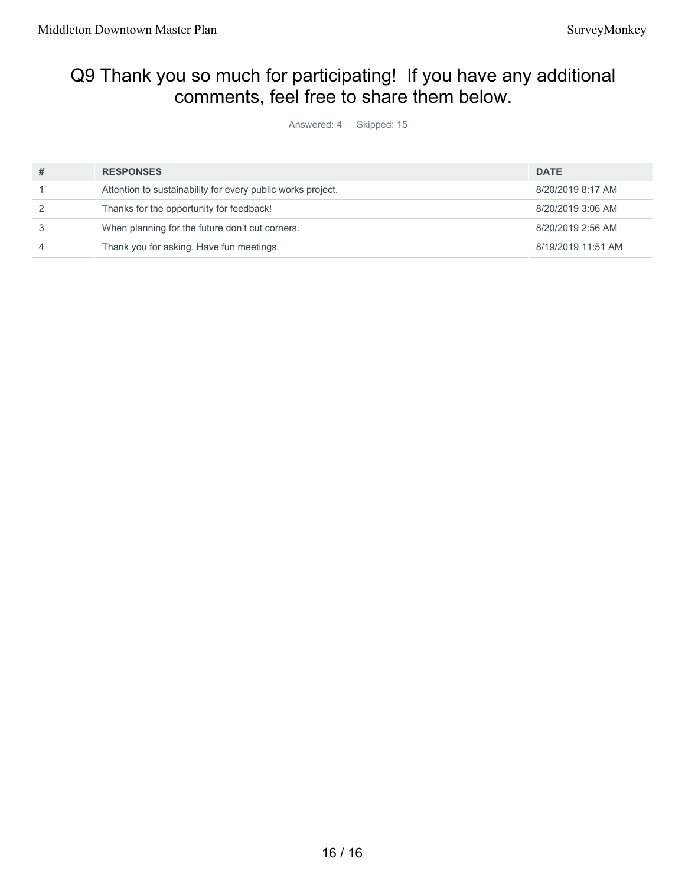## Q9 Thank you so much for participating! If you have any additional comments, feel free to share them below.

Answered: 4 Skipped: 15

| # | RESPONSES | DATE |
|---|---|---|
| 1 | Attention to sustainability for every public works project. | 8/20/2019 8:17 AM |
| 2 | Thanks for the opportunity for feedback! | 8/20/2019 3:06 AM |
| 3 | When planning for the future don't cut corners. | 8/20/2019 2:56 AM |
| 4 | Thank you for asking. Have fun meetings. | 8/19/2019 11:51 AM |